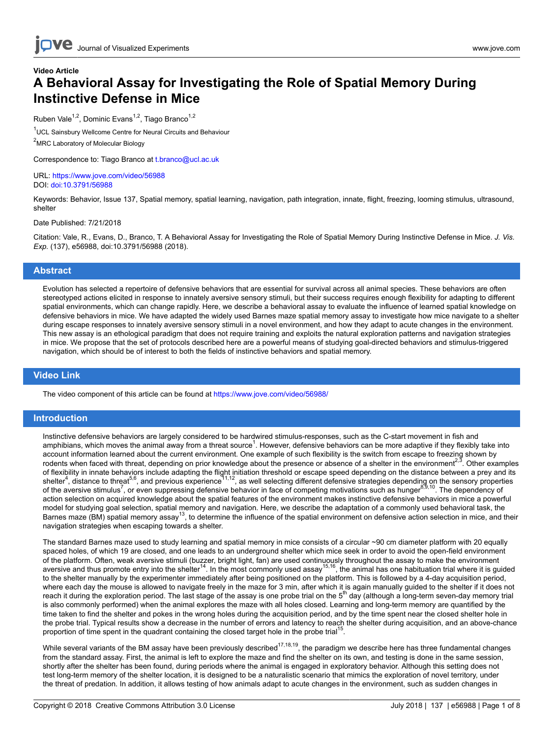Video Article

# A Behavioral Assay for Investigating the Role of Spatial Memory During Instinctive Defense in Mice

Ruben Vale[1,2], Dominic Evans[1,2], Tiago Branco[1,2]

[1]UCL Sainsbury Wellcome Centre for Neural Circuits and Behaviour

[2]MRC Laboratory of Molecular Biology

Correspondence to: Tiago Branco at t.branco@ucl.ac.uk

URL: https://www.jove.com/video/56988
DOI: doi:10.3791/56988

Keywords: Behavior, Issue 137, Spatial memory, spatial learning, navigation, path integration, innate, flight, freezing, looming stimulus, ultrasound, shelter

Date Published: 7/21/2018

Citation: Vale, R., Evans, D., Branco, T. A Behavioral Assay for Investigating the Role of Spatial Memory During Instinctive Defense in Mice. *J. Vis. Exp.* (137), e56988, doi:10.3791/56988 (2018).

## Abstract

Evolution has selected a repertoire of defensive behaviors that are essential for survival across all animal species. These behaviors are often stereotyped actions elicited in response to innately aversive sensory stimuli, but their success requires enough flexibility for adapting to different spatial environments, which can change rapidly. Here, we describe a behavioral assay to evaluate the influence of learned spatial knowledge on defensive behaviors in mice. We have adapted the widely used Barnes maze spatial memory assay to investigate how mice navigate to a shelter during escape responses to innately aversive sensory stimuli in a novel environment, and how they adapt to acute changes in the environment. This new assay is an ethological paradigm that does not require training and exploits the natural exploration patterns and navigation strategies in mice. We propose that the set of protocols described here are a powerful means of studying goal-directed behaviors and stimulus-triggered navigation, which should be of interest to both the fields of instinctive behaviors and spatial memory.

## Video Link

The video component of this article can be found at https://www.jove.com/video/56988/

## Introduction

Instinctive defensive behaviors are largely considered to be hardwired stimulus-responses, such as the C-start movement in fish and amphibians, which moves the animal away from a threat source[1]. However, defensive behaviors can be more adaptive if they flexibly take into account information learned about the current environment. One example of such flexibility is the switch from escape to freezing shown by rodents when faced with threat, depending on prior knowledge about the presence or absence of a shelter in the environment[2,3]. Other examples of flexibility in innate behaviors include adapting the flight initiation threshold or escape speed depending on the distance between a prey and its shelter[4], distance to threat[5,6], and previous experience[11,12], as well selecting different defensive strategies depending on the sensory properties of the aversive stimulus[7], or even suppressing defensive behavior in face of competing motivations such as hunger[8,9,10]. The dependency of action selection on acquired knowledge about the spatial features of the environment makes instinctive defensive behaviors in mice a powerful model for studying goal selection, spatial memory and navigation. Here, we describe the adaptation of a commonly used behavioral task, the Barnes maze (BM) spatial memory assay[13], to determine the influence of the spatial environment on defensive action selection in mice, and their navigation strategies when escaping towards a shelter.

The standard Barnes maze used to study learning and spatial memory in mice consists of a circular ~90 cm diameter platform with 20 equally spaced holes, of which 19 are closed, and one leads to an underground shelter which mice seek in order to avoid the open-field environment of the platform. Often, weak aversive stimuli (buzzer, bright light, fan) are used continuously throughout the assay to make the environment aversive and thus promote entry into the shelter[14]. In the most commonly used assay[15,16], the animal has one habituation trial where it is guided to the shelter manually by the experimenter immediately after being positioned on the platform. This is followed by a 4-day acquisition period, where each day the mouse is allowed to navigate freely in the maze for 3 min, after which it is again manually guided to the shelter if it does not reach it during the exploration period. The last stage of the assay is one probe trial on the 5th day (although a long-term seven-day memory trial is also commonly performed) when the animal explores the maze with all holes closed. Learning and long-term memory are quantified by the time taken to find the shelter and pokes in the wrong holes during the acquisition period, and by the time spent near the closed shelter hole in the probe trial. Typical results show a decrease in the number of errors and latency to reach the shelter during acquisition, and an above-chance proportion of time spent in the quadrant containing the closed target hole in the probe trial[15].

While several variants of the BM assay have been previously described[17,18,19], the paradigm we describe here has three fundamental changes from the standard assay. First, the animal is left to explore the maze and find the shelter on its own, and testing is done in the same session, shortly after the shelter has been found, during periods where the animal is engaged in exploratory behavior. Although this setting does not test long-term memory of the shelter location, it is designed to be a naturalistic scenario that mimics the exploration of novel territory, under the threat of predation. In addition, it allows testing of how animals adapt to acute changes in the environment, such as sudden changes in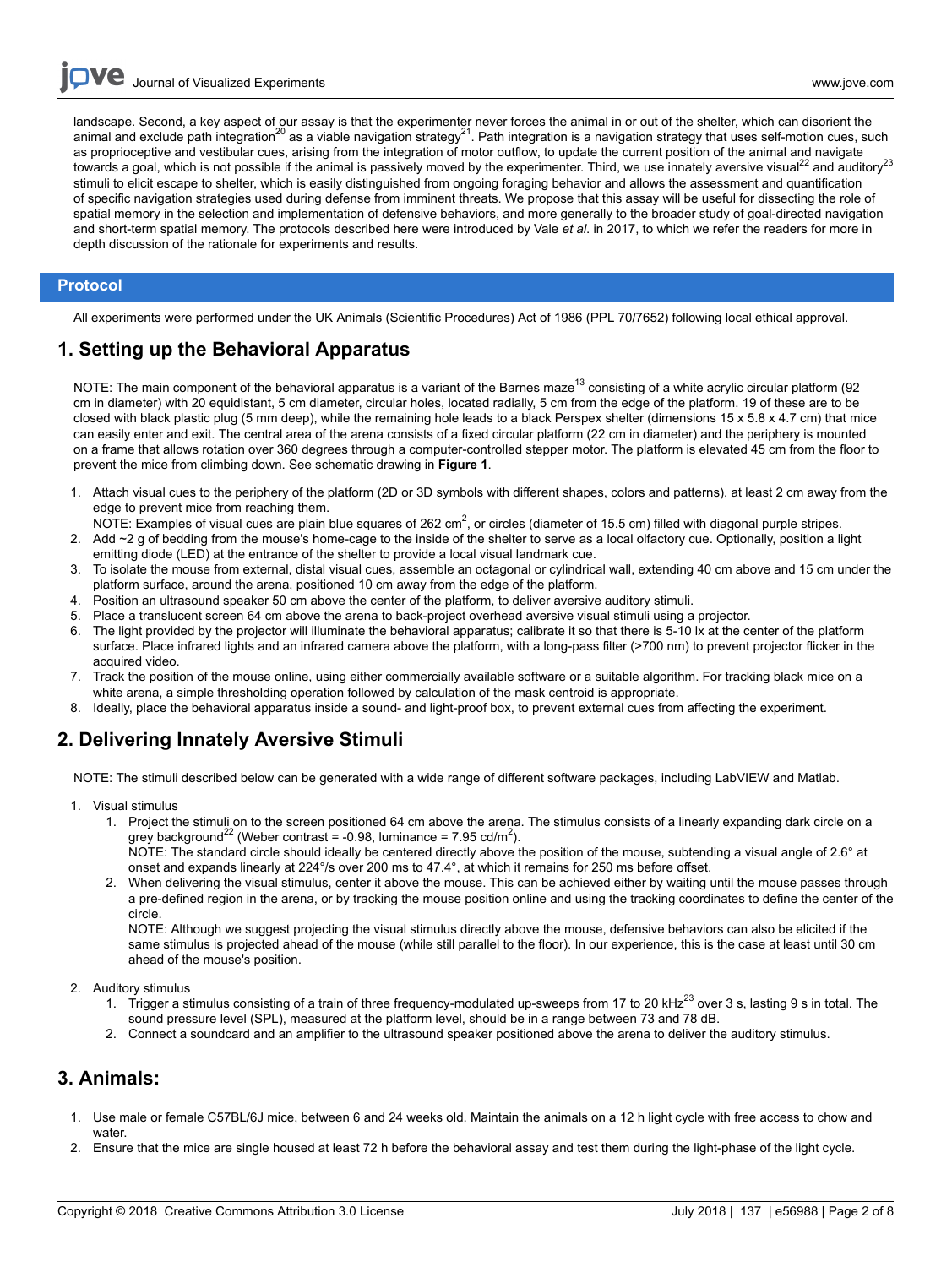landscape. Second, a key aspect of our assay is that the experimenter never forces the animal in or out of the shelter, which can disorient the animal and exclude path integration[20] as a viable navigation strategy[21]. Path integration is a navigation strategy that uses self-motion cues, such as proprioceptive and vestibular cues, arising from the integration of motor outflow, to update the current position of the animal and navigate towards a goal, which is not possible if the animal is passively moved by the experimenter. Third, we use innately aversive visual[22] and auditory[23] stimuli to elicit escape to shelter, which is easily distinguished from ongoing foraging behavior and allows the assessment and quantification of specific navigation strategies used during defense from imminent threats. We propose that this assay will be useful for dissecting the role of spatial memory in the selection and implementation of defensive behaviors, and more generally to the broader study of goal-directed navigation and short-term spatial memory. The protocols described here were introduced by Vale *et al*. in 2017, to which we refer the readers for more in depth discussion of the rationale for experiments and results.

## Protocol

All experiments were performed under the UK Animals (Scientific Procedures) Act of 1986 (PPL 70/7652) following local ethical approval.

## 1. Setting up the Behavioral Apparatus

NOTE: The main component of the behavioral apparatus is a variant of the Barnes maze[13] consisting of a white acrylic circular platform (92 cm in diameter) with 20 equidistant, 5 cm diameter, circular holes, located radially, 5 cm from the edge of the platform. 19 of these are to be closed with black plastic plug (5 mm deep), while the remaining hole leads to a black Perspex shelter (dimensions 15 x 5.8 x 4.7 cm) that mice can easily enter and exit. The central area of the arena consists of a fixed circular platform (22 cm in diameter) and the periphery is mounted on a frame that allows rotation over 360 degrees through a computer-controlled stepper motor. The platform is elevated 45 cm from the floor to prevent the mice from climbing down. See schematic drawing in **Figure 1**.

1. Attach visual cues to the periphery of the platform (2D or 3D symbols with different shapes, colors and patterns), at least 2 cm away from the edge to prevent mice from reaching them.
   NOTE: Examples of visual cues are plain blue squares of 262 $cm^2$, or circles (diameter of 15.5 cm) filled with diagonal purple stripes.
2. Add ~2 g of bedding from the mouse's home-cage to the inside of the shelter to serve as a local olfactory cue. Optionally, position a light emitting diode (LED) at the entrance of the shelter to provide a local visual landmark cue.
3. To isolate the mouse from external, distal visual cues, assemble an octagonal or cylindrical wall, extending 40 cm above and 15 cm under the platform surface, around the arena, positioned 10 cm away from the edge of the platform.
4. Position an ultrasound speaker 50 cm above the center of the platform, to deliver aversive auditory stimuli.
5. Place a translucent screen 64 cm above the arena to back-project overhead aversive visual stimuli using a projector.
6. The light provided by the projector will illuminate the behavioral apparatus; calibrate it so that there is 5-10 lx at the center of the platform surface. Place infrared lights and an infrared camera above the platform, with a long-pass filter (>700 nm) to prevent projector flicker in the acquired video.
7. Track the position of the mouse online, using either commercially available software or a suitable algorithm. For tracking black mice on a white arena, a simple thresholding operation followed by calculation of the mask centroid is appropriate.
8. Ideally, place the behavioral apparatus inside a sound- and light-proof box, to prevent external cues from affecting the experiment.

## 2. Delivering Innately Aversive Stimuli

NOTE: The stimuli described below can be generated with a wide range of different software packages, including LabVIEW and Matlab.

1. Visual stimulus
   1. Project the stimuli on to the screen positioned 64 cm above the arena. The stimulus consists of a linearly expanding dark circle on a grey background[22] (Weber contrast = -0.98, luminance = 7.95 $cd/m^2$).
      NOTE: The standard circle should ideally be centered directly above the position of the mouse, subtending a visual angle of 2.6° at onset and expands linearly at 224°/s over 200 ms to 47.4°, at which it remains for 250 ms before offset.
   2. When delivering the visual stimulus, center it above the mouse. This can be achieved either by waiting until the mouse passes through a pre-defined region in the arena, or by tracking the mouse position online and using the tracking coordinates to define the center of the circle.
      NOTE: Although we suggest projecting the visual stimulus directly above the mouse, defensive behaviors can also be elicited if the same stimulus is projected ahead of the mouse (while still parallel to the floor). In our experience, this is the case at least until 30 cm ahead of the mouse's position.
2. Auditory stimulus
   1. Trigger a stimulus consisting of a train of three frequency-modulated up-sweeps from 17 to 20 kHz[23] over 3 s, lasting 9 s in total. The sound pressure level (SPL), measured at the platform level, should be in a range between 73 and 78 dB.
   2. Connect a soundcard and an amplifier to the ultrasound speaker positioned above the arena to deliver the auditory stimulus.

## 3. Animals:

1. Use male or female C57BL/6J mice, between 6 and 24 weeks old. Maintain the animals on a 12 h light cycle with free access to chow and water.
2. Ensure that the mice are single housed at least 72 h before the behavioral assay and test them during the light-phase of the light cycle.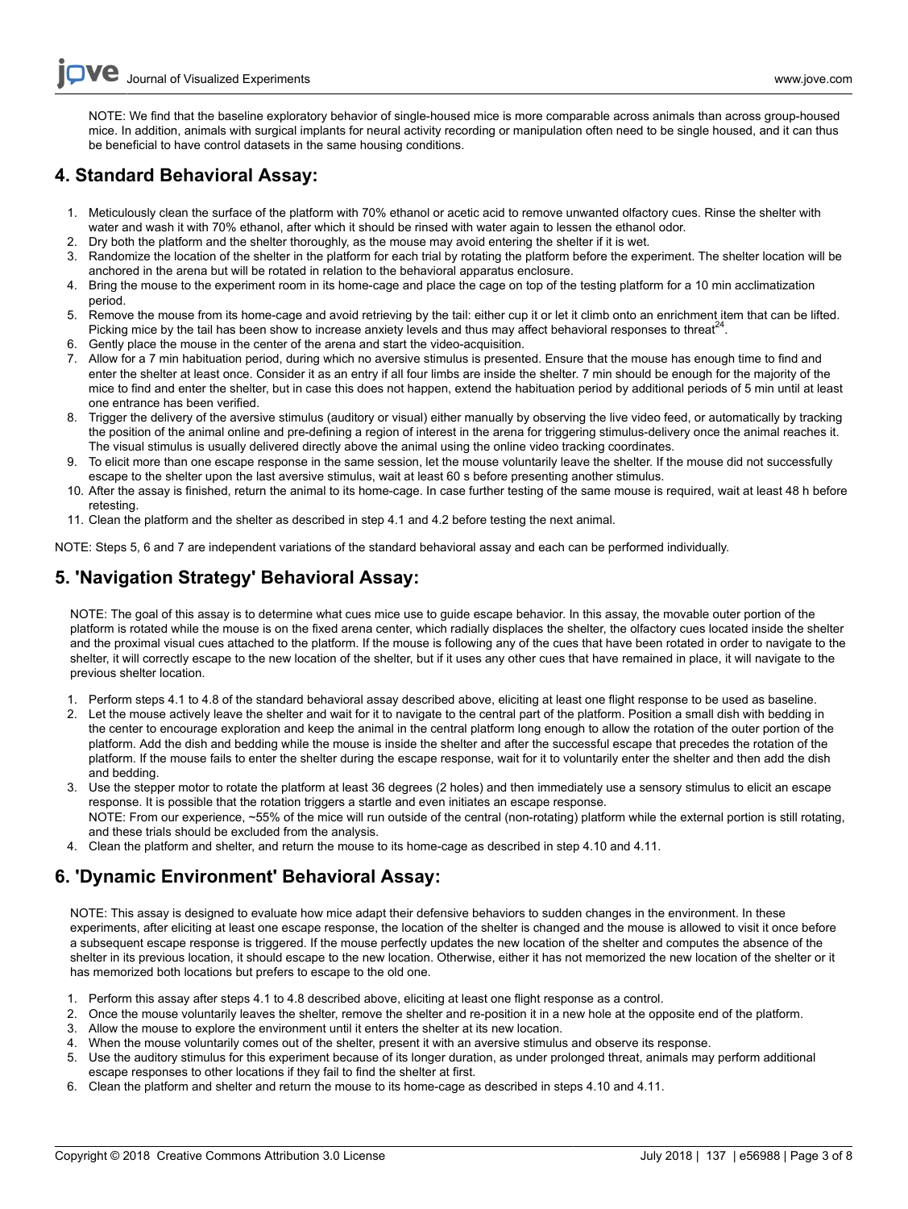NOTE: We find that the baseline exploratory behavior of single-housed mice is more comparable across animals than across group-housed mice. In addition, animals with surgical implants for neural activity recording or manipulation often need to be single housed, and it can thus be beneficial to have control datasets in the same housing conditions.

## 4. Standard Behavioral Assay:

1. Meticulously clean the surface of the platform with 70% ethanol or acetic acid to remove unwanted olfactory cues. Rinse the shelter with water and wash it with 70% ethanol, after which it should be rinsed with water again to lessen the ethanol odor.
2. Dry both the platform and the shelter thoroughly, as the mouse may avoid entering the shelter if it is wet.
3. Randomize the location of the shelter in the platform for each trial by rotating the platform before the experiment. The shelter location will be anchored in the arena but will be rotated in relation to the behavioral apparatus enclosure.
4. Bring the mouse to the experiment room in its home-cage and place the cage on top of the testing platform for a 10 min acclimatization period.
5. Remove the mouse from its home-cage and avoid retrieving by the tail: either cup it or let it climb onto an enrichment item that can be lifted. Picking mice by the tail has been show to increase anxiety levels and thus may affect behavioral responses to threat[24].
6. Gently place the mouse in the center of the arena and start the video-acquisition.
7. Allow for a 7 min habituation period, during which no aversive stimulus is presented. Ensure that the mouse has enough time to find and enter the shelter at least once. Consider it as an entry if all four limbs are inside the shelter. 7 min should be enough for the majority of the mice to find and enter the shelter, but in case this does not happen, extend the habituation period by additional periods of 5 min until at least one entrance has been verified.
8. Trigger the delivery of the aversive stimulus (auditory or visual) either manually by observing the live video feed, or automatically by tracking the position of the animal online and pre-defining a region of interest in the arena for triggering stimulus-delivery once the animal reaches it. The visual stimulus is usually delivered directly above the animal using the online video tracking coordinates.
9. To elicit more than one escape response in the same session, let the mouse voluntarily leave the shelter. If the mouse did not successfully escape to the shelter upon the last aversive stimulus, wait at least 60 s before presenting another stimulus.
10. After the assay is finished, return the animal to its home-cage. In case further testing of the same mouse is required, wait at least 48 h before retesting.
11. Clean the platform and the shelter as described in step 4.1 and 4.2 before testing the next animal.

NOTE: Steps 5, 6 and 7 are independent variations of the standard behavioral assay and each can be performed individually.

## 5. 'Navigation Strategy' Behavioral Assay:

NOTE: The goal of this assay is to determine what cues mice use to guide escape behavior. In this assay, the movable outer portion of the platform is rotated while the mouse is on the fixed arena center, which radially displaces the shelter, the olfactory cues located inside the shelter and the proximal visual cues attached to the platform. If the mouse is following any of the cues that have been rotated in order to navigate to the shelter, it will correctly escape to the new location of the shelter, but if it uses any other cues that have remained in place, it will navigate to the previous shelter location.

1. Perform steps 4.1 to 4.8 of the standard behavioral assay described above, eliciting at least one flight response to be used as baseline.
2. Let the mouse actively leave the shelter and wait for it to navigate to the central part of the platform. Position a small dish with bedding in the center to encourage exploration and keep the animal in the central platform long enough to allow the rotation of the outer portion of the platform. Add the dish and bedding while the mouse is inside the shelter and after the successful escape that precedes the rotation of the platform. If the mouse fails to enter the shelter during the escape response, wait for it to voluntarily enter the shelter and then add the dish and bedding.
3. Use the stepper motor to rotate the platform at least 36 degrees (2 holes) and then immediately use a sensory stimulus to elicit an escape response. It is possible that the rotation triggers a startle and even initiates an escape response.
   NOTE: From our experience, ~55% of the mice will run outside of the central (non-rotating) platform while the external portion is still rotating, and these trials should be excluded from the analysis.
4. Clean the platform and shelter, and return the mouse to its home-cage as described in step 4.10 and 4.11.

## 6. 'Dynamic Environment' Behavioral Assay:

NOTE: This assay is designed to evaluate how mice adapt their defensive behaviors to sudden changes in the environment. In these experiments, after eliciting at least one escape response, the location of the shelter is changed and the mouse is allowed to visit it once before a subsequent escape response is triggered. If the mouse perfectly updates the new location of the shelter and computes the absence of the shelter in its previous location, it should escape to the new location. Otherwise, either it has not memorized the new location of the shelter or it has memorized both locations but prefers to escape to the old one.

1. Perform this assay after steps 4.1 to 4.8 described above, eliciting at least one flight response as a control.
2. Once the mouse voluntarily leaves the shelter, remove the shelter and re-position it in a new hole at the opposite end of the platform.
3. Allow the mouse to explore the environment until it enters the shelter at its new location.
4. When the mouse voluntarily comes out of the shelter, present it with an aversive stimulus and observe its response.
5. Use the auditory stimulus for this experiment because of its longer duration, as under prolonged threat, animals may perform additional escape responses to other locations if they fail to find the shelter at first.
6. Clean the platform and shelter and return the mouse to its home-cage as described in steps 4.10 and 4.11.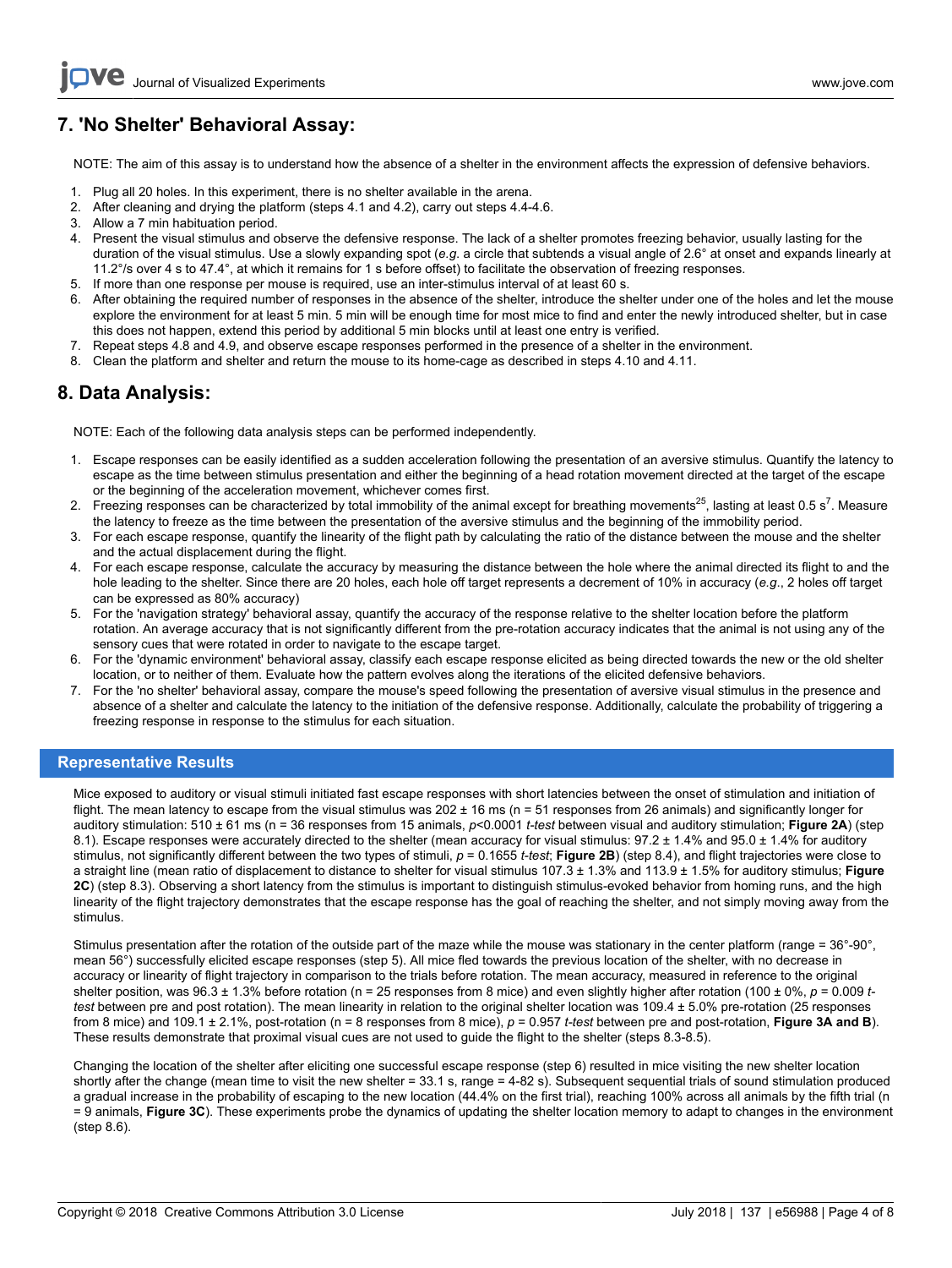## 7. 'No Shelter' Behavioral Assay:

NOTE: The aim of this assay is to understand how the absence of a shelter in the environment affects the expression of defensive behaviors.

1. Plug all 20 holes. In this experiment, there is no shelter available in the arena.
2. After cleaning and drying the platform (steps 4.1 and 4.2), carry out steps 4.4-4.6.
3. Allow a 7 min habituation period.
4. Present the visual stimulus and observe the defensive response. The lack of a shelter promotes freezing behavior, usually lasting for the duration of the visual stimulus. Use a slowly expanding spot (*e.g.* a circle that subtends a visual angle of 2.6° at onset and expands linearly at 11.2°/s over 4 s to 47.4°, at which it remains for 1 s before offset) to facilitate the observation of freezing responses.
5. If more than one response per mouse is required, use an inter-stimulus interval of at least 60 s.
6. After obtaining the required number of responses in the absence of the shelter, introduce the shelter under one of the holes and let the mouse explore the environment for at least 5 min. 5 min will be enough time for most mice to find and enter the newly introduced shelter, but in case this does not happen, extend this period by additional 5 min blocks until at least one entry is verified.
7. Repeat steps 4.8 and 4.9, and observe escape responses performed in the presence of a shelter in the environment.
8. Clean the platform and shelter and return the mouse to its home-cage as described in steps 4.10 and 4.11.

## 8. Data Analysis:

NOTE: Each of the following data analysis steps can be performed independently.

1. Escape responses can be easily identified as a sudden acceleration following the presentation of an aversive stimulus. Quantify the latency to escape as the time between stimulus presentation and either the beginning of a head rotation movement directed at the target of the escape or the beginning of the acceleration movement, whichever comes first.
2. Freezing responses can be characterized by total immobility of the animal except for breathing movements[25], lasting at least 0.5 s[7]. Measure the latency to freeze as the time between the presentation of the aversive stimulus and the beginning of the immobility period.
3. For each escape response, quantify the linearity of the flight path by calculating the ratio of the distance between the mouse and the shelter and the actual displacement during the flight.
4. For each escape response, calculate the accuracy by measuring the distance between the hole where the animal directed its flight to and the hole leading to the shelter. Since there are 20 holes, each hole off target represents a decrement of 10% in accuracy (*e.g.*, 2 holes off target can be expressed as 80% accuracy)
5. For the 'navigation strategy' behavioral assay, quantify the accuracy of the response relative to the shelter location before the platform rotation. An average accuracy that is not significantly different from the pre-rotation accuracy indicates that the animal is not using any of the sensory cues that were rotated in order to navigate to the escape target.
6. For the 'dynamic environment' behavioral assay, classify each escape response elicited as being directed towards the new or the old shelter location, or to neither of them. Evaluate how the pattern evolves along the iterations of the elicited defensive behaviors.
7. For the 'no shelter' behavioral assay, compare the mouse's speed following the presentation of aversive visual stimulus in the presence and absence of a shelter and calculate the latency to the initiation of the defensive response. Additionally, calculate the probability of triggering a freezing response in response to the stimulus for each situation.

## Representative Results

Mice exposed to auditory or visual stimuli initiated fast escape responses with short latencies between the onset of stimulation and initiation of flight. The mean latency to escape from the visual stimulus was 202 ± 16 ms (n = 51 responses from 26 animals) and significantly longer for auditory stimulation: 510 ± 61 ms (n = 36 responses from 15 animals, $p<0.0001$ *t-test* between visual and auditory stimulation; **Figure 2A**) (step 8.1). Escape responses were accurately directed to the shelter (mean accuracy for visual stimulus: 97.2 ± 1.4% and 95.0 ± 1.4% for auditory stimulus, not significantly different between the two types of stimuli, $p = 0.1655$ *t-test*; **Figure 2B**) (step 8.4), and flight trajectories were close to a straight line (mean ratio of displacement to distance to shelter for visual stimulus 107.3 ± 1.3% and 113.9 ± 1.5% for auditory stimulus; **Figure 2C**) (step 8.3). Observing a short latency from the stimulus is important to distinguish stimulus-evoked behavior from homing runs, and the high linearity of the flight trajectory demonstrates that the escape response has the goal of reaching the shelter, and not simply moving away from the stimulus.

Stimulus presentation after the rotation of the outside part of the maze while the mouse was stationary in the center platform (range = 36°-90°, mean 56°) successfully elicited escape responses (step 5). All mice fled towards the previous location of the shelter, with no decrease in accuracy or linearity of flight trajectory in comparison to the trials before rotation. The mean accuracy, measured in reference to the original shelter position, was 96.3 ± 1.3% before rotation (n = 25 responses from 8 mice) and even slightly higher after rotation (100 ± 0%, $p = 0.009$ *t-test* between pre and post rotation). The mean linearity in relation to the original shelter location was 109.4 ± 5.0% pre-rotation (25 responses from 8 mice) and 109.1 ± 2.1%, post-rotation (n = 8 responses from 8 mice), $p = 0.957$ *t-test* between pre and post-rotation, **Figure 3A and B**). These results demonstrate that proximal visual cues are not used to guide the flight to the shelter (steps 8.3-8.5).

Changing the location of the shelter after eliciting one successful escape response (step 6) resulted in mice visiting the new shelter location shortly after the change (mean time to visit the new shelter = 33.1 s, range = 4-82 s). Subsequent sequential trials of sound stimulation produced a gradual increase in the probability of escaping to the new location (44.4% on the first trial), reaching 100% across all animals by the fifth trial (n = 9 animals, **Figure 3C**). These experiments probe the dynamics of updating the shelter location memory to adapt to changes in the environment (step 8.6).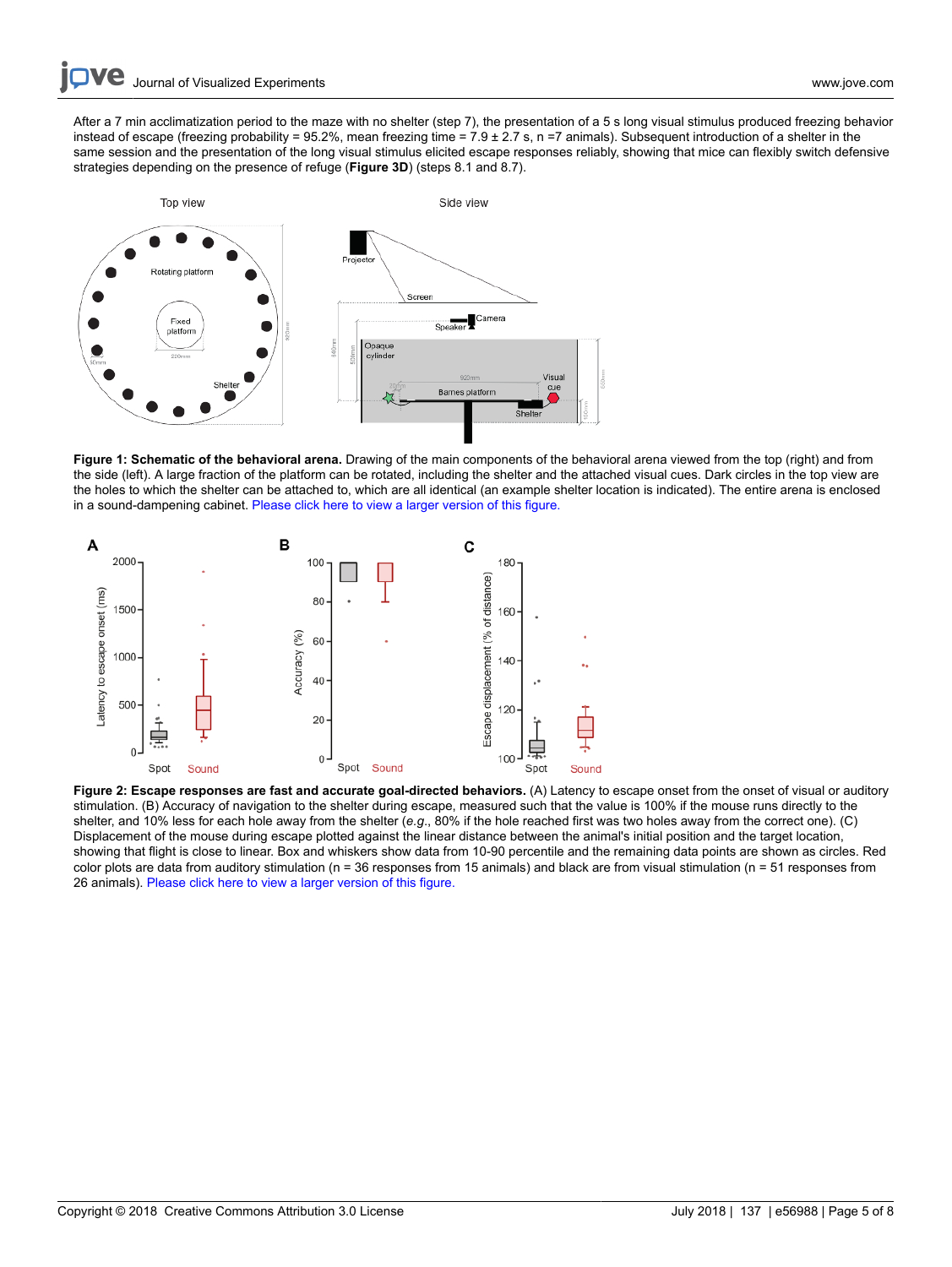After a 7 min acclimatization period to the maze with no shelter (step 7), the presentation of a 5 s long visual stimulus produced freezing behavior instead of escape (freezing probability = 95.2%, mean freezing time = 7.9 ± 2.7 s, n =7 animals). Subsequent introduction of a shelter in the same session and the presentation of the long visual stimulus elicited escape responses reliably, showing that mice can flexibly switch defensive strategies depending on the presence of refuge (**Figure 3D**) (steps 8.1 and 8.7).

**Figure 1: Schematic of the behavioral arena.** Drawing of the main components of the behavioral arena viewed from the top (right) and from the side (left). A large fraction of the platform can be rotated, including the shelter and the attached visual cues. Dark circles in the top view are the holes to which the shelter can be attached to, which are all identical (an example shelter location is indicated). The entire arena is enclosed in a sound-dampening cabinet. Please click here to view a larger version of this figure.

**Figure 2: Escape responses are fast and accurate goal-directed behaviors.** (A) Latency to escape onset from the onset of visual or auditory stimulation. (B) Accuracy of navigation to the shelter during escape, measured such that the value is 100% if the mouse runs directly to the shelter, and 10% less for each hole away from the shelter (*e.g.*, 80% if the hole reached first was two holes away from the correct one). (C) Displacement of the mouse during escape plotted against the linear distance between the animal's initial position and the target location, showing that flight is close to linear. Box and whiskers show data from 10-90 percentile and the remaining data points are shown as circles. Red color plots are data from auditory stimulation (n = 36 responses from 15 animals) and black are from visual stimulation (n = 51 responses from 26 animals). Please click here to view a larger version of this figure.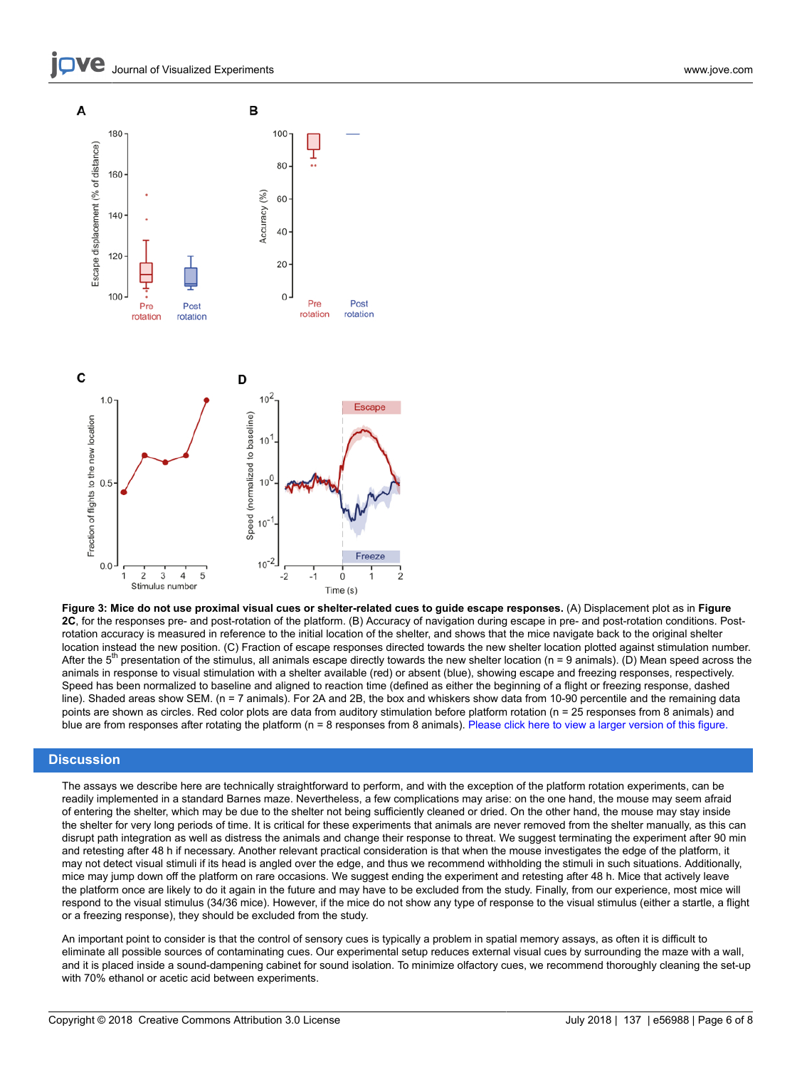**Figure 3: Mice do not use proximal visual cues or shelter-related cues to guide escape responses.** (A) Displacement plot as in **Figure 2C**, for the responses pre- and post-rotation of the platform. (B) Accuracy of navigation during escape in pre- and post-rotation conditions. Post-rotation accuracy is measured in reference to the initial location of the shelter, and shows that the mice navigate back to the original shelter location instead the new position. (C) Fraction of escape responses directed towards the new shelter location plotted against stimulation number. After the 5th presentation of the stimulus, all animals escape directly towards the new shelter location (n = 9 animals). (D) Mean speed across the animals in response to visual stimulation with a shelter available (red) or absent (blue), showing escape and freezing responses, respectively. Speed has been normalized to baseline and aligned to reaction time (defined as either the beginning of a flight or freezing response, dashed line). Shaded areas show SEM. (n = 7 animals). For 2A and 2B, the box and whiskers show data from 10-90 percentile and the remaining data points are shown as circles. Red color plots are data from auditory stimulation before platform rotation (n = 25 responses from 8 animals) and blue are from responses after rotating the platform (n = 8 responses from 8 animals). Please click here to view a larger version of this figure.

## Discussion

The assays we describe here are technically straightforward to perform, and with the exception of the platform rotation experiments, can be readily implemented in a standard Barnes maze. Nevertheless, a few complications may arise: on the one hand, the mouse may seem afraid of entering the shelter, which may be due to the shelter not being sufficiently cleaned or dried. On the other hand, the mouse may stay inside the shelter for very long periods of time. It is critical for these experiments that animals are never removed from the shelter manually, as this can disrupt path integration as well as distress the animals and change their response to threat. We suggest terminating the experiment after 90 min and retesting after 48 h if necessary. Another relevant practical consideration is that when the mouse investigates the edge of the platform, it may not detect visual stimuli if its head is angled over the edge, and thus we recommend withholding the stimuli in such situations. Additionally, mice may jump down off the platform on rare occasions. We suggest ending the experiment and retesting after 48 h. Mice that actively leave the platform once are likely to do it again in the future and may have to be excluded from the study. Finally, from our experience, most mice will respond to the visual stimulus (34/36 mice). However, if the mice do not show any type of response to the visual stimulus (either a startle, a flight or a freezing response), they should be excluded from the study.

An important point to consider is that the control of sensory cues is typically a problem in spatial memory assays, as often it is difficult to eliminate all possible sources of contaminating cues. Our experimental setup reduces external visual cues by surrounding the maze with a wall, and it is placed inside a sound-dampening cabinet for sound isolation. To minimize olfactory cues, we recommend thoroughly cleaning the set-up with 70% ethanol or acetic acid between experiments.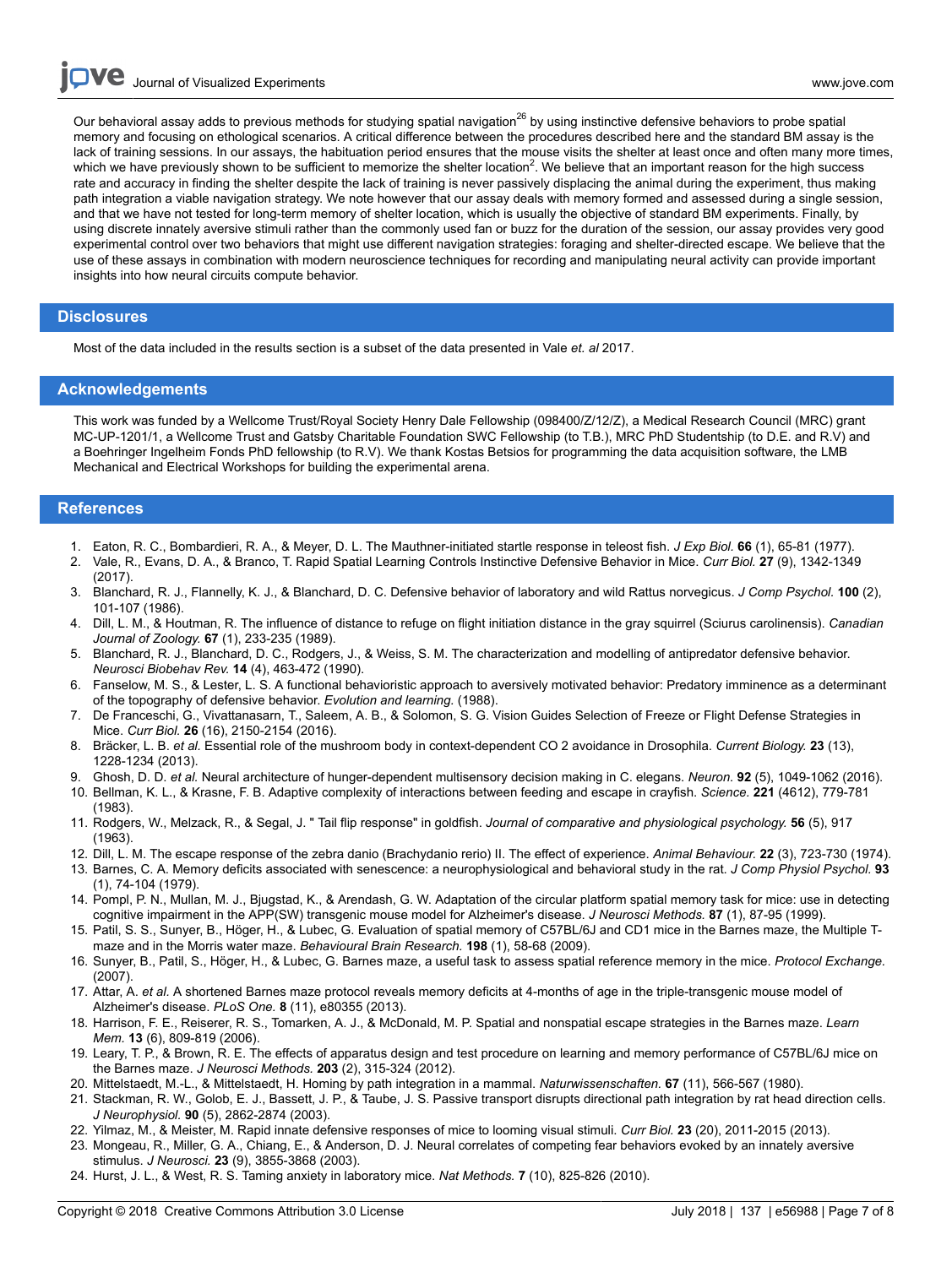Our behavioral assay adds to previous methods for studying spatial navigation[26] by using instinctive defensive behaviors to probe spatial memory and focusing on ethological scenarios. A critical difference between the procedures described here and the standard BM assay is the lack of training sessions. In our assays, the habituation period ensures that the mouse visits the shelter at least once and often many more times, which we have previously shown to be sufficient to memorize the shelter location[2]. We believe that an important reason for the high success rate and accuracy in finding the shelter despite the lack of training is never passively displacing the animal during the experiment, thus making path integration a viable navigation strategy. We note however that our assay deals with memory formed and assessed during a single session, and that we have not tested for long-term memory of shelter location, which is usually the objective of standard BM experiments. Finally, by using discrete innately aversive stimuli rather than the commonly used fan or buzz for the duration of the session, our assay provides very good experimental control over two behaviors that might use different navigation strategies: foraging and shelter-directed escape. We believe that the use of these assays in combination with modern neuroscience techniques for recording and manipulating neural activity can provide important insights into how neural circuits compute behavior.

## Disclosures

Most of the data included in the results section is a subset of the data presented in Vale *et. al* 2017.

## Acknowledgements

This work was funded by a Wellcome Trust/Royal Society Henry Dale Fellowship (098400/Z/12/Z), a Medical Research Council (MRC) grant MC-UP-1201/1, a Wellcome Trust and Gatsby Charitable Foundation SWC Fellowship (to T.B.), MRC PhD Studentship (to D.E. and R.V) and a Boehringer Ingelheim Fonds PhD fellowship (to R.V). We thank Kostas Betsios for programming the data acquisition software, the LMB Mechanical and Electrical Workshops for building the experimental arena.

## References

1. Eaton, R. C., Bombardieri, R. A., & Meyer, D. L. The Mauthner-initiated startle response in teleost fish. *J Exp Biol.* **66** (1), 65-81 (1977).
2. Vale, R., Evans, D. A., & Branco, T. Rapid Spatial Learning Controls Instinctive Defensive Behavior in Mice. *Curr Biol.* **27** (9), 1342-1349 (2017).
3. Blanchard, R. J., Flannelly, K. J., & Blanchard, D. C. Defensive behavior of laboratory and wild Rattus norvegicus. *J Comp Psychol.* **100** (2), 101-107 (1986).
4. Dill, L. M., & Houtman, R. The influence of distance to refuge on flight initiation distance in the gray squirrel (Sciurus carolinensis). *Canadian Journal of Zoology.* **67** (1), 233-235 (1989).
5. Blanchard, R. J., Blanchard, D. C., Rodgers, J., & Weiss, S. M. The characterization and modelling of antipredator defensive behavior. *Neurosci Biobehav Rev.* **14** (4), 463-472 (1990).
6. Fanselow, M. S., & Lester, L. S. A functional behavioristic approach to aversively motivated behavior: Predatory imminence as a determinant of the topography of defensive behavior. *Evolution and learning.* (1988).
7. De Franceschi, G., Vivattanasarn, T., Saleem, A. B., & Solomon, S. G. Vision Guides Selection of Freeze or Flight Defense Strategies in Mice. *Curr Biol.* **26** (16), 2150-2154 (2016).
8. Bräcker, L. B. *et al.* Essential role of the mushroom body in context-dependent CO 2 avoidance in Drosophila. *Current Biology.* **23** (13), 1228-1234 (2013).
9. Ghosh, D. D. *et al.* Neural architecture of hunger-dependent multisensory decision making in C. elegans. *Neuron.* **92** (5), 1049-1062 (2016).
10. Bellman, K. L., & Krasne, F. B. Adaptive complexity of interactions between feeding and escape in crayfish. *Science.* **221** (4612), 779-781 (1983).
11. Rodgers, W., Melzack, R., & Segal, J. " Tail flip response" in goldfish. *Journal of comparative and physiological psychology.* **56** (5), 917 (1963).
12. Dill, L. M. The escape response of the zebra danio (Brachydanio rerio) II. The effect of experience. *Animal Behaviour.* **22** (3), 723-730 (1974).
13. Barnes, C. A. Memory deficits associated with senescence: a neurophysiological and behavioral study in the rat. *J Comp Physiol Psychol.* **93** (1), 74-104 (1979).
14. Pompl, P. N., Mullan, M. J., Bjugstad, K., & Arendash, G. W. Adaptation of the circular platform spatial memory task for mice: use in detecting cognitive impairment in the APP(SW) transgenic mouse model for Alzheimer's disease. *J Neurosci Methods.* **87** (1), 87-95 (1999).
15. Patil, S. S., Sunyer, B., Höger, H., & Lubec, G. Evaluation of spatial memory of C57BL/6J and CD1 mice in the Barnes maze, the Multiple T-maze and in the Morris water maze. *Behavioural Brain Research.* **198** (1), 58-68 (2009).
16. Sunyer, B., Patil, S., Höger, H., & Lubec, G. Barnes maze, a useful task to assess spatial reference memory in the mice. *Protocol Exchange.* (2007).
17. Attar, A. *et al.* A shortened Barnes maze protocol reveals memory deficits at 4-months of age in the triple-transgenic mouse model of Alzheimer's disease. *PLoS One.* **8** (11), e80355 (2013).
18. Harrison, F. E., Reiserer, R. S., Tomarken, A. J., & McDonald, M. P. Spatial and nonspatial escape strategies in the Barnes maze. *Learn Mem.* **13** (6), 809-819 (2006).
19. Leary, T. P., & Brown, R. E. The effects of apparatus design and test procedure on learning and memory performance of C57BL/6J mice on the Barnes maze. *J Neurosci Methods.* **203** (2), 315-324 (2012).
20. Mittelstaedt, M.-L., & Mittelstaedt, H. Homing by path integration in a mammal. *Naturwissenschaften.* **67** (11), 566-567 (1980).
21. Stackman, R. W., Golob, E. J., Bassett, J. P., & Taube, J. S. Passive transport disrupts directional path integration by rat head direction cells. *J Neurophysiol.* **90** (5), 2862-2874 (2003).
22. Yilmaz, M., & Meister, M. Rapid innate defensive responses of mice to looming visual stimuli. *Curr Biol.* **23** (20), 2011-2015 (2013).
23. Mongeau, R., Miller, G. A., Chiang, E., & Anderson, D. J. Neural correlates of competing fear behaviors evoked by an innately aversive stimulus. *J Neurosci.* **23** (9), 3855-3868 (2003).
24. Hurst, J. L., & West, R. S. Taming anxiety in laboratory mice. *Nat Methods.* **7** (10), 825-826 (2010).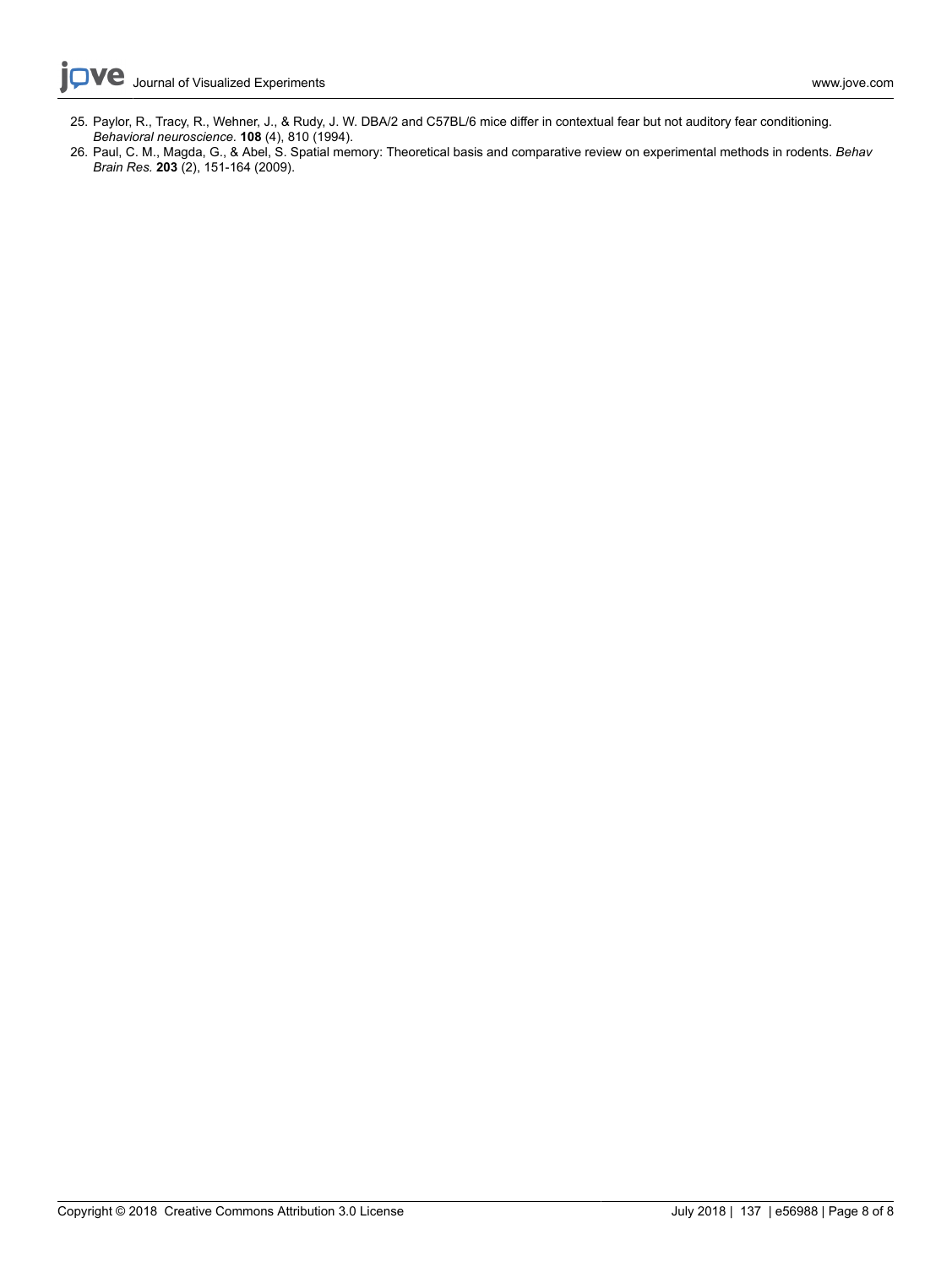25. Paylor, R., Tracy, R., Wehner, J., & Rudy, J. W. DBA/2 and C57BL/6 mice differ in contextual fear but not auditory fear conditioning. *Behavioral neuroscience.* **108** (4), 810 (1994).
26. Paul, C. M., Magda, G., & Abel, S. Spatial memory: Theoretical basis and comparative review on experimental methods in rodents. *Behav Brain Res.* **203** (2), 151-164 (2009).